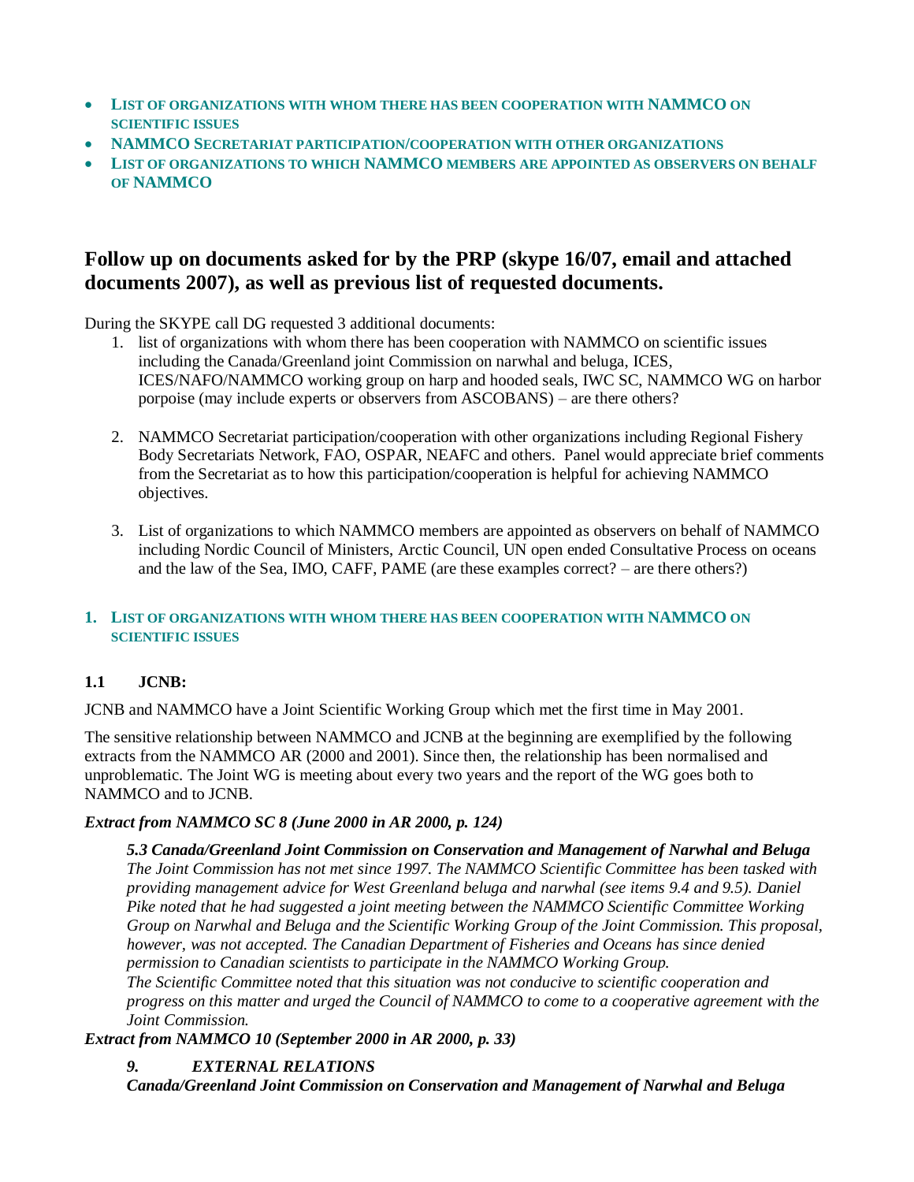- **LIST OF ORGANIZATIONS WITH WHOM THERE HAS BEEN COOPERATION WITH NAMMCO ON SCIENTIFIC ISSUES**
- **NAMMCO SECRETARIAT PARTICIPATION/COOPERATION WITH OTHER ORGANIZATIONS**
- **LIST OF ORGANIZATIONS TO WHICH NAMMCO MEMBERS ARE APPOINTED AS OBSERVERS ON BEHALF OF NAMMCO**

## Follow up on documents asked for by the PRP (skype 16/07, email and attached documents 2007), as well as previous list of requested documents.

During the SKYPE call DG requested 3 additional documents:

1. list of organizations with whom there has been cooperation with NAMMCO on scientific issues including the Canada/Greenland joint Commission on narwhal and beluga, ICES, ICES/NAFO/NAMMCO working group on harp and hooded seals, IWC SC, NAMMCO WG on harbor porpoise (may include experts or observers from ASCOBANS) – are there others?

2. NAMMCO Secretariat participation/cooperation with other organizations including Regional Fishery Body Secretariats Network, FAO, OSPAR, NEAFC and others. Panel would appreciate brief comments from the Secretariat as to how this participation/cooperation is helpful for achieving NAMMCO objectives.

3. List of organizations to which NAMMCO members are appointed as observers on behalf of NAMMCO including Nordic Council of Ministers, Arctic Council, UN open ended Consultative Process on oceans and the law of the Sea, IMO, CAFF, PAME (are these examples correct? – are there others?)

### 1. LIST OF ORGANIZATIONS WITH WHOM THERE HAS BEEN COOPERATION WITH NAMMCO ON SCIENTIFIC ISSUES

### 1.1 JCNB:

JCNB and NAMMCO have a Joint Scientific Working Group which met the first time in May 2001.

The sensitive relationship between NAMMCO and JCNB at the beginning are exemplified by the following extracts from the NAMMCO AR (2000 and 2001). Since then, the relationship has been normalised and unproblematic. The Joint WG is meeting about every two years and the report of the WG goes both to NAMMCO and to JCNB.

***Extract from NAMMCO SC 8 (June 2000 in AR 2000, p. 124)***

> ***5.3 Canada/Greenland Joint Commission on Conservation and Management of Narwhal and Beluga***
> *The Joint Commission has not met since 1997. The NAMMCO Scientific Committee has been tasked with providing management advice for West Greenland beluga and narwhal (see items 9.4 and 9.5). Daniel Pike noted that he had suggested a joint meeting between the NAMMCO Scientific Committee Working Group on Narwhal and Beluga and the Scientific Working Group of the Joint Commission. This proposal, however, was not accepted. The Canadian Department of Fisheries and Oceans has since denied permission to Canadian scientists to participate in the NAMMCO Working Group.*
> *The Scientific Committee noted that this situation was not conducive to scientific cooperation and progress on this matter and urged the Council of NAMMCO to come to a cooperative agreement with the Joint Commission.*

***Extract from NAMMCO 10 (September 2000 in AR 2000, p. 33)***

> ***9. EXTERNAL RELATIONS***
> ***Canada/Greenland Joint Commission on Conservation and Management of Narwhal and Beluga***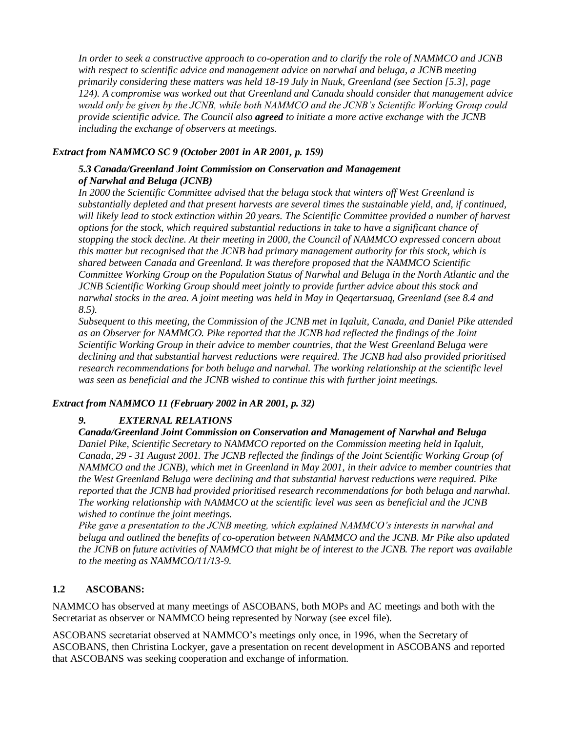*In order to seek a constructive approach to co-operation and to clarify the role of NAMMCO and JCNB with respect to scientific advice and management advice on narwhal and beluga, a JCNB meeting primarily considering these matters was held 18-19 July in Nuuk, Greenland (see Section [5.3], page 124). A compromise was worked out that Greenland and Canada should consider that management advice would only be given by the JCNB, while both NAMMCO and the JCNB's Scientific Working Group could provide scientific advice. The Council also* ***agreed*** *to initiate a more active exchange with the JCNB including the exchange of observers at meetings.*

***Extract from NAMMCO SC 9 (October 2001 in AR 2001, p. 159)***

***5.3 Canada/Greenland Joint Commission on Conservation and Management of Narwhal and Beluga (JCNB)***

*In 2000 the Scientific Committee advised that the beluga stock that winters off West Greenland is substantially depleted and that present harvests are several times the sustainable yield, and, if continued, will likely lead to stock extinction within 20 years. The Scientific Committee provided a number of harvest options for the stock, which required substantial reductions in take to have a significant chance of stopping the stock decline. At their meeting in 2000, the Council of NAMMCO expressed concern about this matter but recognised that the JCNB had primary management authority for this stock, which is shared between Canada and Greenland. It was therefore proposed that the NAMMCO Scientific Committee Working Group on the Population Status of Narwhal and Beluga in the North Atlantic and the JCNB Scientific Working Group should meet jointly to provide further advice about this stock and narwhal stocks in the area. A joint meeting was held in May in Qeqertarsuaq, Greenland (see 8.4 and 8.5).*

*Subsequent to this meeting, the Commission of the JCNB met in Iqaluit, Canada, and Daniel Pike attended as an Observer for NAMMCO. Pike reported that the JCNB had reflected the findings of the Joint Scientific Working Group in their advice to member countries, that the West Greenland Beluga were declining and that substantial harvest reductions were required. The JCNB had also provided prioritised research recommendations for both beluga and narwhal. The working relationship at the scientific level was seen as beneficial and the JCNB wished to continue this with further joint meetings.*

***Extract from NAMMCO 11 (February 2002 in AR 2001, p. 32)***

***9. EXTERNAL RELATIONS***

***Canada/Greenland Joint Commission on Conservation and Management of Narwhal and Beluga***

*Daniel Pike, Scientific Secretary to NAMMCO reported on the Commission meeting held in Iqaluit, Canada, 29 - 31 August 2001. The JCNB reflected the findings of the Joint Scientific Working Group (of NAMMCO and the JCNB), which met in Greenland in May 2001, in their advice to member countries that the West Greenland Beluga were declining and that substantial harvest reductions were required. Pike reported that the JCNB had provided prioritised research recommendations for both beluga and narwhal. The working relationship with NAMMCO at the scientific level was seen as beneficial and the JCNB wished to continue the joint meetings.*

*Pike gave a presentation to the JCNB meeting, which explained NAMMCO's interests in narwhal and beluga and outlined the benefits of co-operation between NAMMCO and the JCNB. Mr Pike also updated the JCNB on future activities of NAMMCO that might be of interest to the JCNB. The report was available to the meeting as NAMMCO/11/13-9.*

## 1.2 ASCOBANS:

NAMMCO has observed at many meetings of ASCOBANS, both MOPs and AC meetings and both with the Secretariat as observer or NAMMCO being represented by Norway (see excel file).

ASCOBANS secretariat observed at NAMMCO's meetings only once, in 1996, when the Secretary of ASCOBANS, then Christina Lockyer, gave a presentation on recent development in ASCOBANS and reported that ASCOBANS was seeking cooperation and exchange of information.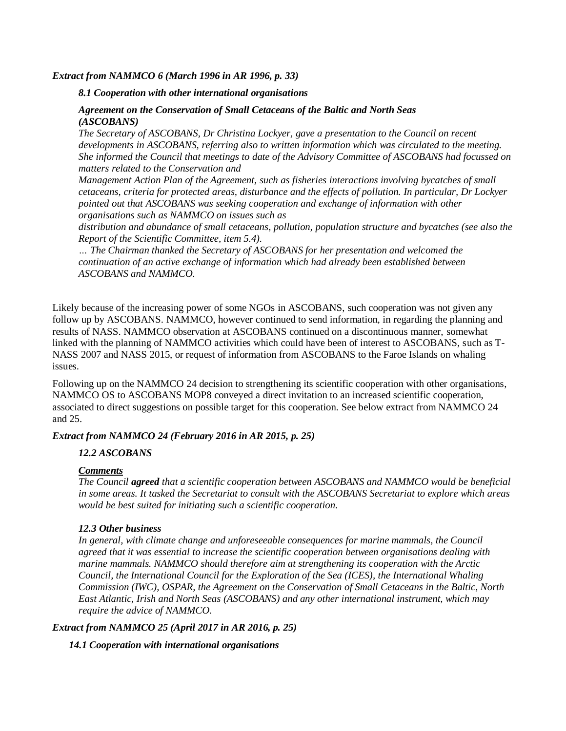***Extract from NAMMCO 6 (March 1996 in AR 1996, p. 33)***

***8.1 Cooperation with other international organisations***

***Agreement on the Conservation of Small Cetaceans of the Baltic and North Seas (ASCOBANS)***

*The Secretary of ASCOBANS, Dr Christina Lockyer, gave a presentation to the Council on recent developments in ASCOBANS, referring also to written information which was circulated to the meeting. She informed the Council that meetings to date of the Advisory Committee of ASCOBANS had focussed on matters related to the Conservation and Management Action Plan of the Agreement, such as fisheries interactions involving bycatches of small cetaceans, criteria for protected areas, disturbance and the effects of pollution. In particular, Dr Lockyer pointed out that ASCOBANS was seeking cooperation and exchange of information with other organisations such as NAMMCO on issues such as distribution and abundance of small cetaceans, pollution, population structure and bycatches (see also the Report of the Scientific Committee, item 5.4).*

*… The Chairman thanked the Secretary of ASCOBANS for her presentation and welcomed the continuation of an active exchange of information which had already been established between ASCOBANS and NAMMCO.*

Likely because of the increasing power of some NGOs in ASCOBANS, such cooperation was not given any follow up by ASCOBANS. NAMMCO, however continued to send information, in regarding the planning and results of NASS. NAMMCO observation at ASCOBANS continued on a discontinuous manner, somewhat linked with the planning of NAMMCO activities which could have been of interest to ASCOBANS, such as T-NASS 2007 and NASS 2015, or request of information from ASCOBANS to the Faroe Islands on whaling issues.

Following up on the NAMMCO 24 decision to strengthening its scientific cooperation with other organisations, NAMMCO OS to ASCOBANS MOP8 conveyed a direct invitation to an increased scientific cooperation, associated to direct suggestions on possible target for this cooperation. See below extract from NAMMCO 24 and 25.

***Extract from NAMMCO 24 (February 2016 in AR 2015, p. 25)***

***12.2 ASCOBANS***

***Comments***

*The Council **agreed** that a scientific cooperation between ASCOBANS and NAMMCO would be beneficial in some areas. It tasked the Secretariat to consult with the ASCOBANS Secretariat to explore which areas would be best suited for initiating such a scientific cooperation.*

***12.3 Other business***

*In general, with climate change and unforeseeable consequences for marine mammals, the Council agreed that it was essential to increase the scientific cooperation between organisations dealing with marine mammals. NAMMCO should therefore aim at strengthening its cooperation with the Arctic Council, the International Council for the Exploration of the Sea (ICES), the International Whaling Commission (IWC), OSPAR, the Agreement on the Conservation of Small Cetaceans in the Baltic, North East Atlantic, Irish and North Seas (ASCOBANS) and any other international instrument, which may require the advice of NAMMCO.*

***Extract from NAMMCO 25 (April 2017 in AR 2016, p. 25)***

***14.1 Cooperation with international organisations***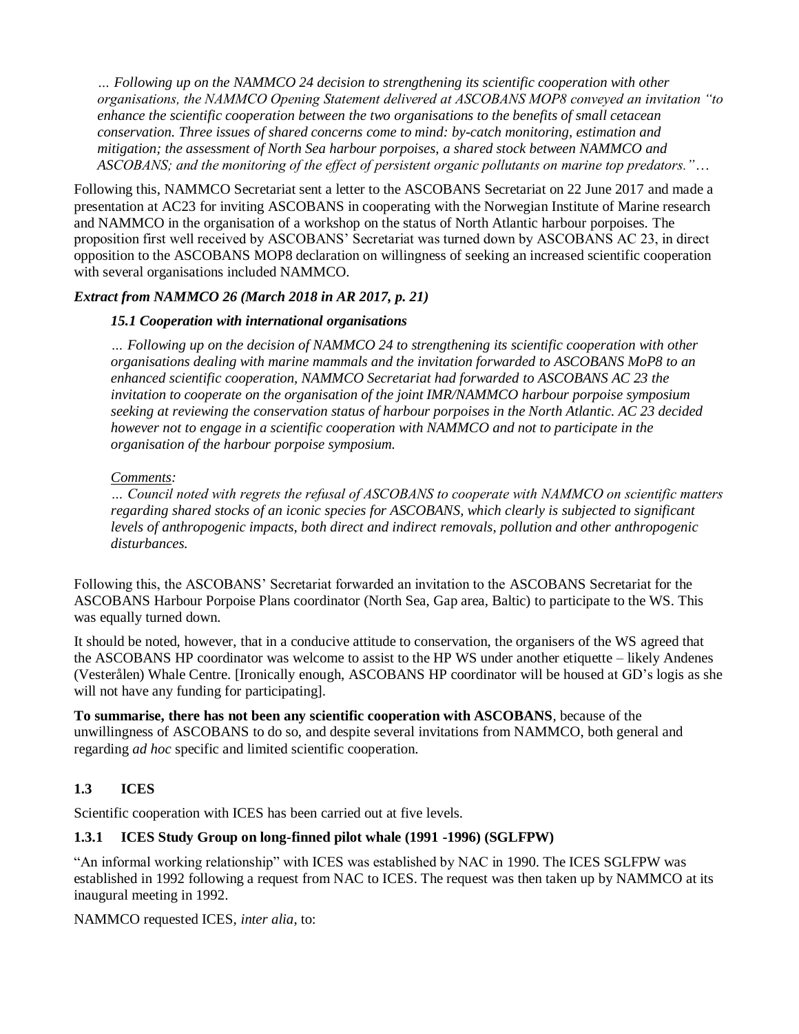*… Following up on the NAMMCO 24 decision to strengthening its scientific cooperation with other organisations, the NAMMCO Opening Statement delivered at ASCOBANS MOP8 conveyed an invitation "to enhance the scientific cooperation between the two organisations to the benefits of small cetacean conservation. Three issues of shared concerns come to mind: by-catch monitoring, estimation and mitigation; the assessment of North Sea harbour porpoises, a shared stock between NAMMCO and ASCOBANS; and the monitoring of the effect of persistent organic pollutants on marine top predators."…*

Following this, NAMMCO Secretariat sent a letter to the ASCOBANS Secretariat on 22 June 2017 and made a presentation at AC23 for inviting ASCOBANS in cooperating with the Norwegian Institute of Marine research and NAMMCO in the organisation of a workshop on the status of North Atlantic harbour porpoises. The proposition first well received by ASCOBANS' Secretariat was turned down by ASCOBANS AC 23, in direct opposition to the ASCOBANS MOP8 declaration on willingness of seeking an increased scientific cooperation with several organisations included NAMMCO.

***Extract from NAMMCO 26 (March 2018 in AR 2017, p. 21)***

***15.1 Cooperation with international organisations***

*… Following up on the decision of NAMMCO 24 to strengthening its scientific cooperation with other organisations dealing with marine mammals and the invitation forwarded to ASCOBANS MoP8 to an enhanced scientific cooperation, NAMMCO Secretariat had forwarded to ASCOBANS AC 23 the invitation to cooperate on the organisation of the joint IMR/NAMMCO harbour porpoise symposium seeking at reviewing the conservation status of harbour porpoises in the North Atlantic. AC 23 decided however not to engage in a scientific cooperation with NAMMCO and not to participate in the organisation of the harbour porpoise symposium.*

*Comments:*

*… Council noted with regrets the refusal of ASCOBANS to cooperate with NAMMCO on scientific matters regarding shared stocks of an iconic species for ASCOBANS, which clearly is subjected to significant levels of anthropogenic impacts, both direct and indirect removals, pollution and other anthropogenic disturbances.*

Following this, the ASCOBANS' Secretariat forwarded an invitation to the ASCOBANS Secretariat for the ASCOBANS Harbour Porpoise Plans coordinator (North Sea, Gap area, Baltic) to participate to the WS. This was equally turned down.

It should be noted, however, that in a conducive attitude to conservation, the organisers of the WS agreed that the ASCOBANS HP coordinator was welcome to assist to the HP WS under another etiquette – likely Andenes (Vesterålen) Whale Centre. [Ironically enough, ASCOBANS HP coordinator will be housed at GD's logis as she will not have any funding for participating].

**To summarise, there has not been any scientific cooperation with ASCOBANS**, because of the unwillingness of ASCOBANS to do so, and despite several invitations from NAMMCO, both general and regarding *ad hoc* specific and limited scientific cooperation.

## 1.3 ICES

Scientific cooperation with ICES has been carried out at five levels.

### 1.3.1 ICES Study Group on long-finned pilot whale (1991 -1996) (SGLFPW)

"An informal working relationship" with ICES was established by NAC in 1990. The ICES SGLFPW was established in 1992 following a request from NAC to ICES. The request was then taken up by NAMMCO at its inaugural meeting in 1992.

NAMMCO requested ICES, *inter alia*, to: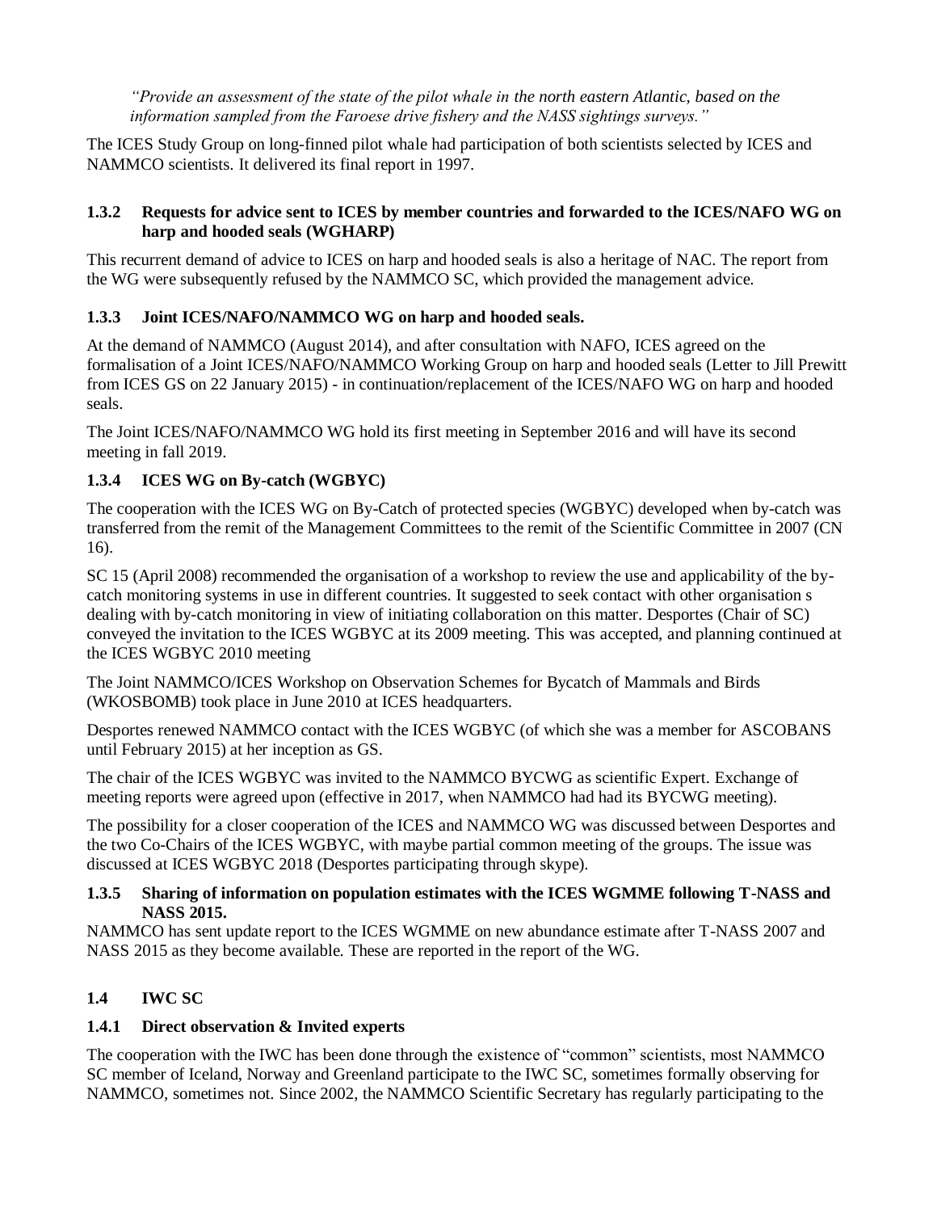*"Provide an assessment of the state of the pilot whale in the north eastern Atlantic, based on the information sampled from the Faroese drive fishery and the NASS sightings surveys."*

The ICES Study Group on long-finned pilot whale had participation of both scientists selected by ICES and NAMMCO scientists. It delivered its final report in 1997.

### 1.3.2 Requests for advice sent to ICES by member countries and forwarded to the ICES/NAFO WG on harp and hooded seals (WGHARP)

This recurrent demand of advice to ICES on harp and hooded seals is also a heritage of NAC. The report from the WG were subsequently refused by the NAMMCO SC, which provided the management advice.

### 1.3.3 Joint ICES/NAFO/NAMMCO WG on harp and hooded seals.

At the demand of NAMMCO (August 2014), and after consultation with NAFO, ICES agreed on the formalisation of a Joint ICES/NAFO/NAMMCO Working Group on harp and hooded seals (Letter to Jill Prewitt from ICES GS on 22 January 2015) - in continuation/replacement of the ICES/NAFO WG on harp and hooded seals.

The Joint ICES/NAFO/NAMMCO WG hold its first meeting in September 2016 and will have its second meeting in fall 2019.

### 1.3.4 ICES WG on By-catch (WGBYC)

The cooperation with the ICES WG on By-Catch of protected species (WGBYC) developed when by-catch was transferred from the remit of the Management Committees to the remit of the Scientific Committee in 2007 (CN 16).

SC 15 (April 2008) recommended the organisation of a workshop to review the use and applicability of the by-catch monitoring systems in use in different countries. It suggested to seek contact with other organisation s dealing with by-catch monitoring in view of initiating collaboration on this matter. Desportes (Chair of SC) conveyed the invitation to the ICES WGBYC at its 2009 meeting. This was accepted, and planning continued at the ICES WGBYC 2010 meeting

The Joint NAMMCO/ICES Workshop on Observation Schemes for Bycatch of Mammals and Birds (WKOSBOMB) took place in June 2010 at ICES headquarters.

Desportes renewed NAMMCO contact with the ICES WGBYC (of which she was a member for ASCOBANS until February 2015) at her inception as GS.

The chair of the ICES WGBYC was invited to the NAMMCO BYCWG as scientific Expert. Exchange of meeting reports were agreed upon (effective in 2017, when NAMMCO had had its BYCWG meeting).

The possibility for a closer cooperation of the ICES and NAMMCO WG was discussed between Desportes and the two Co-Chairs of the ICES WGBYC, with maybe partial common meeting of the groups. The issue was discussed at ICES WGBYC 2018 (Desportes participating through skype).

### 1.3.5 Sharing of information on population estimates with the ICES WGMME following T-NASS and NASS 2015.

NAMMCO has sent update report to the ICES WGMME on new abundance estimate after T-NASS 2007 and NASS 2015 as they become available. These are reported in the report of the WG.

## 1.4 IWC SC

### 1.4.1 Direct observation & Invited experts

The cooperation with the IWC has been done through the existence of "common" scientists, most NAMMCO SC member of Iceland, Norway and Greenland participate to the IWC SC, sometimes formally observing for NAMMCO, sometimes not. Since 2002, the NAMMCO Scientific Secretary has regularly participating to the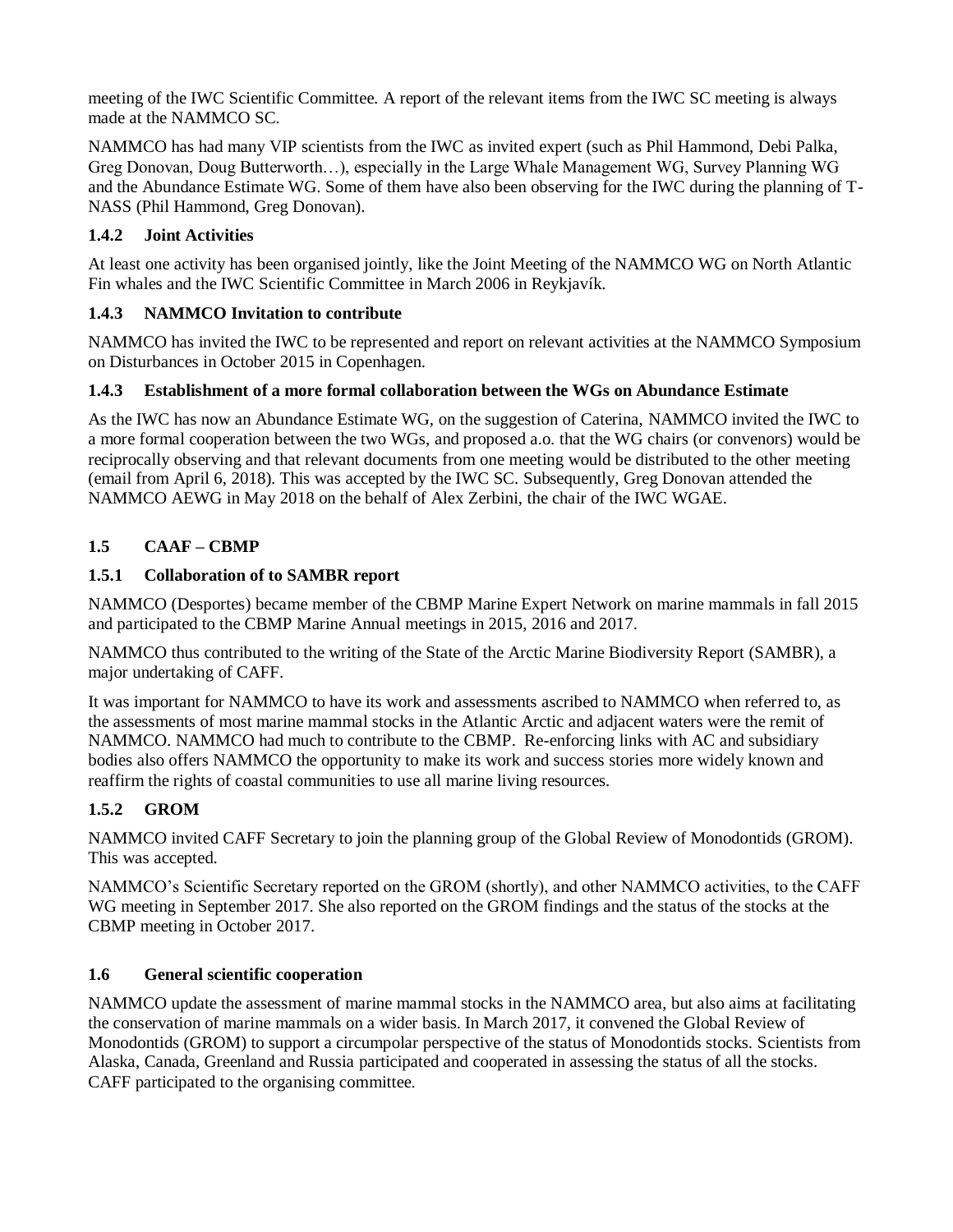meeting of the IWC Scientific Committee. A report of the relevant items from the IWC SC meeting is always made at the NAMMCO SC.

NAMMCO has had many VIP scientists from the IWC as invited expert (such as Phil Hammond, Debi Palka, Greg Donovan, Doug Butterworth…), especially in the Large Whale Management WG, Survey Planning WG and the Abundance Estimate WG. Some of them have also been observing for the IWC during the planning of T-NASS (Phil Hammond, Greg Donovan).

### 1.4.2 Joint Activities

At least one activity has been organised jointly, like the Joint Meeting of the NAMMCO WG on North Atlantic Fin whales and the IWC Scientific Committee in March 2006 in Reykjavík.

### 1.4.3 NAMMCO Invitation to contribute

NAMMCO has invited the IWC to be represented and report on relevant activities at the NAMMCO Symposium on Disturbances in October 2015 in Copenhagen.

### 1.4.3 Establishment of a more formal collaboration between the WGs on Abundance Estimate

As the IWC has now an Abundance Estimate WG, on the suggestion of Caterina, NAMMCO invited the IWC to a more formal cooperation between the two WGs, and proposed a.o. that the WG chairs (or convenors) would be reciprocally observing and that relevant documents from one meeting would be distributed to the other meeting (email from April 6, 2018). This was accepted by the IWC SC. Subsequently, Greg Donovan attended the NAMMCO AEWG in May 2018 on the behalf of Alex Zerbini, the chair of the IWC WGAE.

## 1.5 CAAF – CBMP

### 1.5.1 Collaboration of to SAMBR report

NAMMCO (Desportes) became member of the CBMP Marine Expert Network on marine mammals in fall 2015 and participated to the CBMP Marine Annual meetings in 2015, 2016 and 2017.

NAMMCO thus contributed to the writing of the State of the Arctic Marine Biodiversity Report (SAMBR), a major undertaking of CAFF.

It was important for NAMMCO to have its work and assessments ascribed to NAMMCO when referred to, as the assessments of most marine mammal stocks in the Atlantic Arctic and adjacent waters were the remit of NAMMCO. NAMMCO had much to contribute to the CBMP. Re-enforcing links with AC and subsidiary bodies also offers NAMMCO the opportunity to make its work and success stories more widely known and reaffirm the rights of coastal communities to use all marine living resources.

### 1.5.2 GROM

NAMMCO invited CAFF Secretary to join the planning group of the Global Review of Monodontids (GROM). This was accepted.

NAMMCO's Scientific Secretary reported on the GROM (shortly), and other NAMMCO activities, to the CAFF WG meeting in September 2017. She also reported on the GROM findings and the status of the stocks at the CBMP meeting in October 2017.

## 1.6 General scientific cooperation

NAMMCO update the assessment of marine mammal stocks in the NAMMCO area, but also aims at facilitating the conservation of marine mammals on a wider basis. In March 2017, it convened the Global Review of Monodontids (GROM) to support a circumpolar perspective of the status of Monodontids stocks. Scientists from Alaska, Canada, Greenland and Russia participated and cooperated in assessing the status of all the stocks. CAFF participated to the organising committee.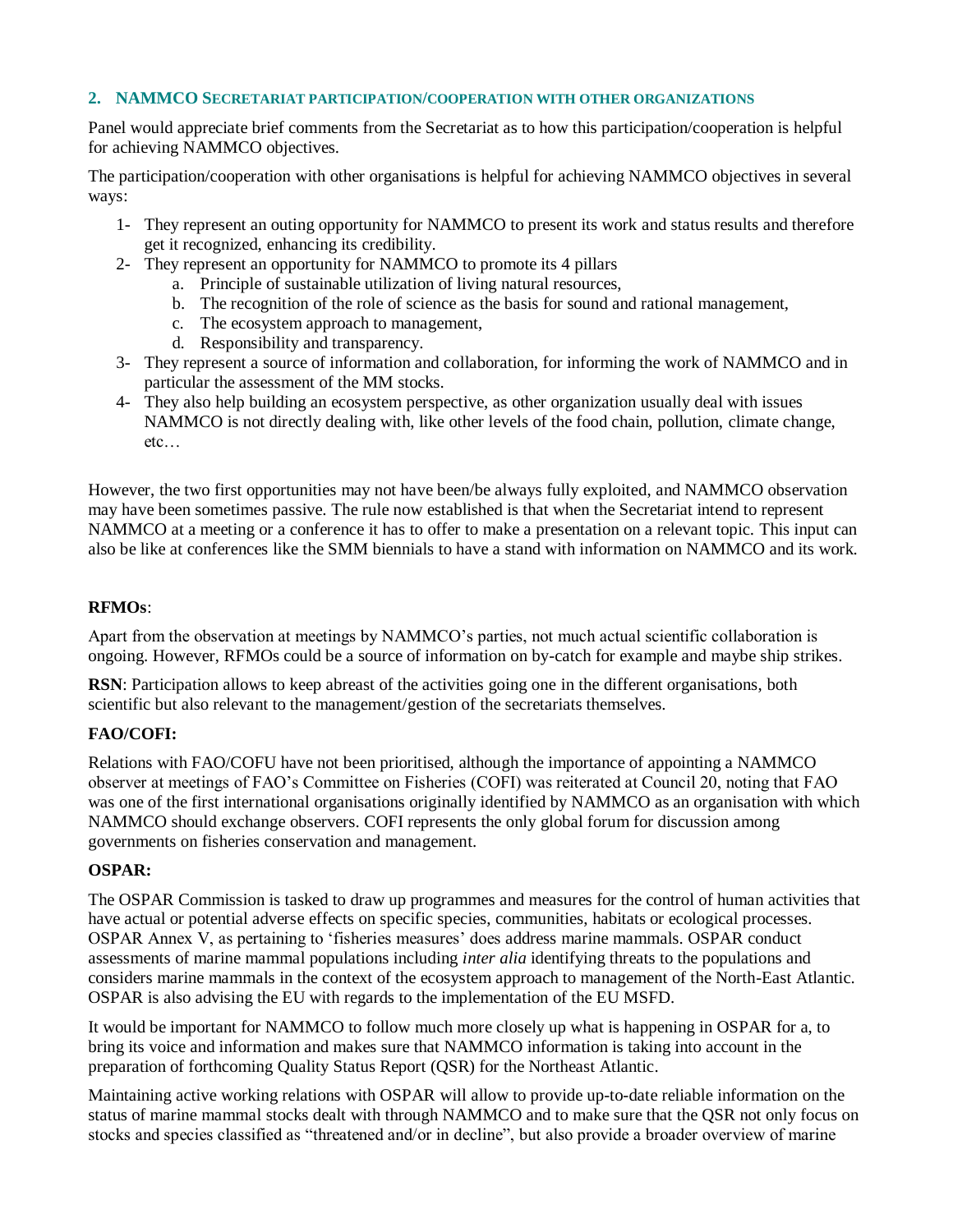## 2. NAMMCO Secretariat participation/cooperation with other organizations

Panel would appreciate brief comments from the Secretariat as to how this participation/cooperation is helpful for achieving NAMMCO objectives.

The participation/cooperation with other organisations is helpful for achieving NAMMCO objectives in several ways:

1- They represent an outing opportunity for NAMMCO to present its work and status results and therefore get it recognized, enhancing its credibility.
2- They represent an opportunity for NAMMCO to promote its 4 pillars
   a. Principle of sustainable utilization of living natural resources,
   b. The recognition of the role of science as the basis for sound and rational management,
   c. The ecosystem approach to management,
   d. Responsibility and transparency.
3- They represent a source of information and collaboration, for informing the work of NAMMCO and in particular the assessment of the MM stocks.
4- They also help building an ecosystem perspective, as other organization usually deal with issues NAMMCO is not directly dealing with, like other levels of the food chain, pollution, climate change, etc…

However, the two first opportunities may not have been/be always fully exploited, and NAMMCO observation may have been sometimes passive. The rule now established is that when the Secretariat intend to represent NAMMCO at a meeting or a conference it has to offer to make a presentation on a relevant topic. This input can also be like at conferences like the SMM biennials to have a stand with information on NAMMCO and its work.

**RFMOs**:

Apart from the observation at meetings by NAMMCO's parties, not much actual scientific collaboration is ongoing. However, RFMOs could be a source of information on by-catch for example and maybe ship strikes.

**RSN**: Participation allows to keep abreast of the activities going one in the different organisations, both scientific but also relevant to the management/gestion of the secretariats themselves.

**FAO/COFI:**

Relations with FAO/COFU have not been prioritised, although the importance of appointing a NAMMCO observer at meetings of FAO's Committee on Fisheries (COFI) was reiterated at Council 20, noting that FAO was one of the first international organisations originally identified by NAMMCO as an organisation with which NAMMCO should exchange observers. COFI represents the only global forum for discussion among governments on fisheries conservation and management.

**OSPAR:**

The OSPAR Commission is tasked to draw up programmes and measures for the control of human activities that have actual or potential adverse effects on specific species, communities, habitats or ecological processes. OSPAR Annex V, as pertaining to 'fisheries measures' does address marine mammals. OSPAR conduct assessments of marine mammal populations including *inter alia* identifying threats to the populations and considers marine mammals in the context of the ecosystem approach to management of the North-East Atlantic. OSPAR is also advising the EU with regards to the implementation of the EU MSFD.

It would be important for NAMMCO to follow much more closely up what is happening in OSPAR for a, to bring its voice and information and makes sure that NAMMCO information is taking into account in the preparation of forthcoming Quality Status Report (QSR) for the Northeast Atlantic.

Maintaining active working relations with OSPAR will allow to provide up-to-date reliable information on the status of marine mammal stocks dealt with through NAMMCO and to make sure that the QSR not only focus on stocks and species classified as "threatened and/or in decline", but also provide a broader overview of marine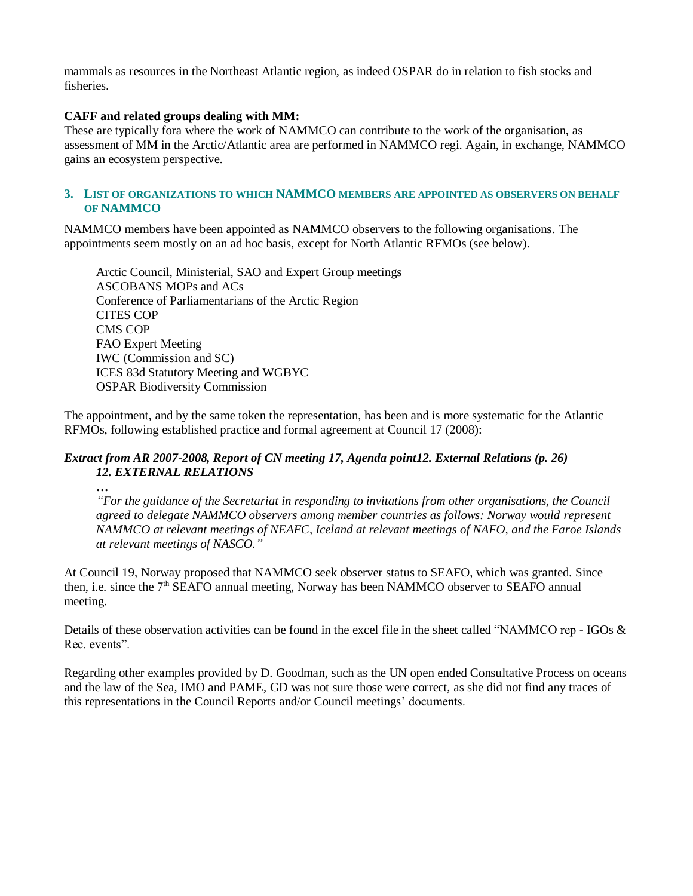mammals as resources in the Northeast Atlantic region, as indeed OSPAR do in relation to fish stocks and fisheries.

**CAFF and related groups dealing with MM:**
These are typically fora where the work of NAMMCO can contribute to the work of the organisation, as assessment of MM in the Arctic/Atlantic area are performed in NAMMCO regi. Again, in exchange, NAMMCO gains an ecosystem perspective.

## 3. LIST OF ORGANIZATIONS TO WHICH NAMMCO MEMBERS ARE APPOINTED AS OBSERVERS ON BEHALF OF NAMMCO

NAMMCO members have been appointed as NAMMCO observers to the following organisations. The appointments seem mostly on an ad hoc basis, except for North Atlantic RFMOs (see below).

Arctic Council, Ministerial, SAO and Expert Group meetings
ASCOBANS MOPs and ACs
Conference of Parliamentarians of the Arctic Region
CITES COP
CMS COP
FAO Expert Meeting
IWC (Commission and SC)
ICES 83d Statutory Meeting and WGBYC
OSPAR Biodiversity Commission

The appointment, and by the same token the representation, has been and is more systematic for the Atlantic RFMOs, following established practice and formal agreement at Council 17 (2008):

***Extract from AR 2007-2008, Report of CN meeting 17, Agenda point12. External Relations (p. 26)***
***12. EXTERNAL RELATIONS***

***…***
*"For the guidance of the Secretariat in responding to invitations from other organisations, the Council agreed to delegate NAMMCO observers among member countries as follows: Norway would represent NAMMCO at relevant meetings of NEAFC, Iceland at relevant meetings of NAFO, and the Faroe Islands at relevant meetings of NASCO."*

At Council 19, Norway proposed that NAMMCO seek observer status to SEAFO, which was granted. Since then, i.e. since the 7th SEAFO annual meeting, Norway has been NAMMCO observer to SEAFO annual meeting.

Details of these observation activities can be found in the excel file in the sheet called "NAMMCO rep - IGOs & Rec. events".

Regarding other examples provided by D. Goodman, such as the UN open ended Consultative Process on oceans and the law of the Sea, IMO and PAME, GD was not sure those were correct, as she did not find any traces of this representations in the Council Reports and/or Council meetings' documents.